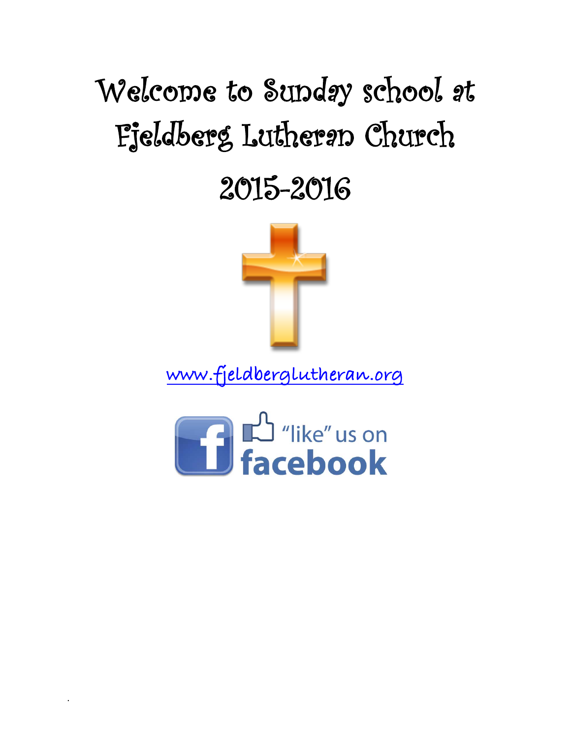# Welcome to Sunday school at Fjeldberg Lutheran Church

# 2015-2016

www.fjeldberglutheran.org

"like" us on facebook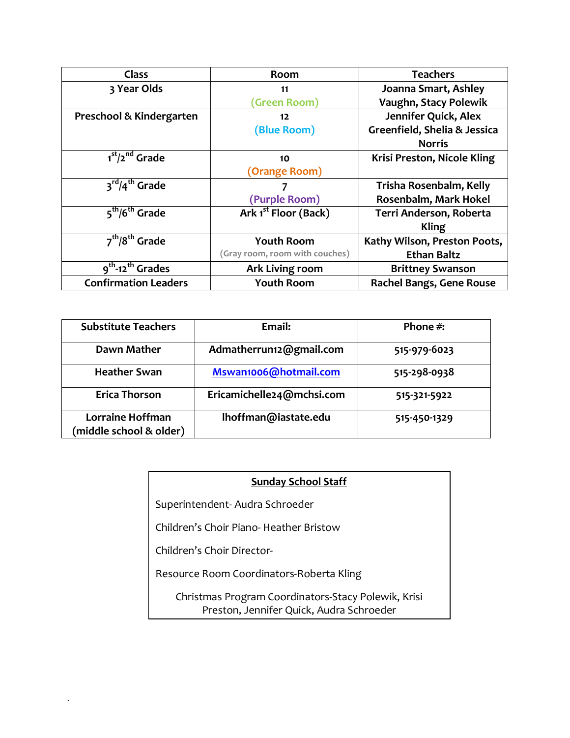| Class | Room | Teachers |
|---|---|---|
| 3 Year Olds | 11 (Green Room) | Joanna Smart, Ashley Vaughn, Stacy Polewik |
| Preschool & Kindergarten | 12 (Blue Room) | Jennifer Quick, Alex Greenfield, Shelia & Jessica Norris |
| 1st/2nd Grade | 10 (Orange Room) | Krisi Preston, Nicole Kling |
| 3rd/4th Grade | 7 (Purple Room) | Trisha Rosenbalm, Kelly Rosenbalm, Mark Hokel |
| 5th/6th Grade | Ark 1st Floor (Back) | Terri Anderson, Roberta Kling |
| 7th/8th Grade | Youth Room (Gray room, room with couches) | Kathy Wilson, Preston Poots, Ethan Baltz |
| 9th-12th Grades | Ark Living room | Brittney Swanson |
| Confirmation Leaders | Youth Room | Rachel Bangs, Gene Rouse |

| Substitute Teachers | Email: | Phone #: |
|---|---|---|
| Dawn Mather | Admatherrun12@gmail.com | 515-979-6023 |
| Heather Swan | Mswan1006@hotmail.com | 515-298-0938 |
| Erica Thorson | Ericamichelle24@mchsi.com | 515-321-5922 |
| Lorraine Hoffman (middle school & older) | lhoffman@iastate.edu | 515-450-1329 |

**Sunday School Staff**

Superintendent- Audra Schroeder

Children's Choir Piano- Heather Bristow

Children's Choir Director-

Resource Room Coordinators-Roberta Kling

Christmas Program Coordinators-Stacy Polewik, Krisi Preston, Jennifer Quick, Audra Schroeder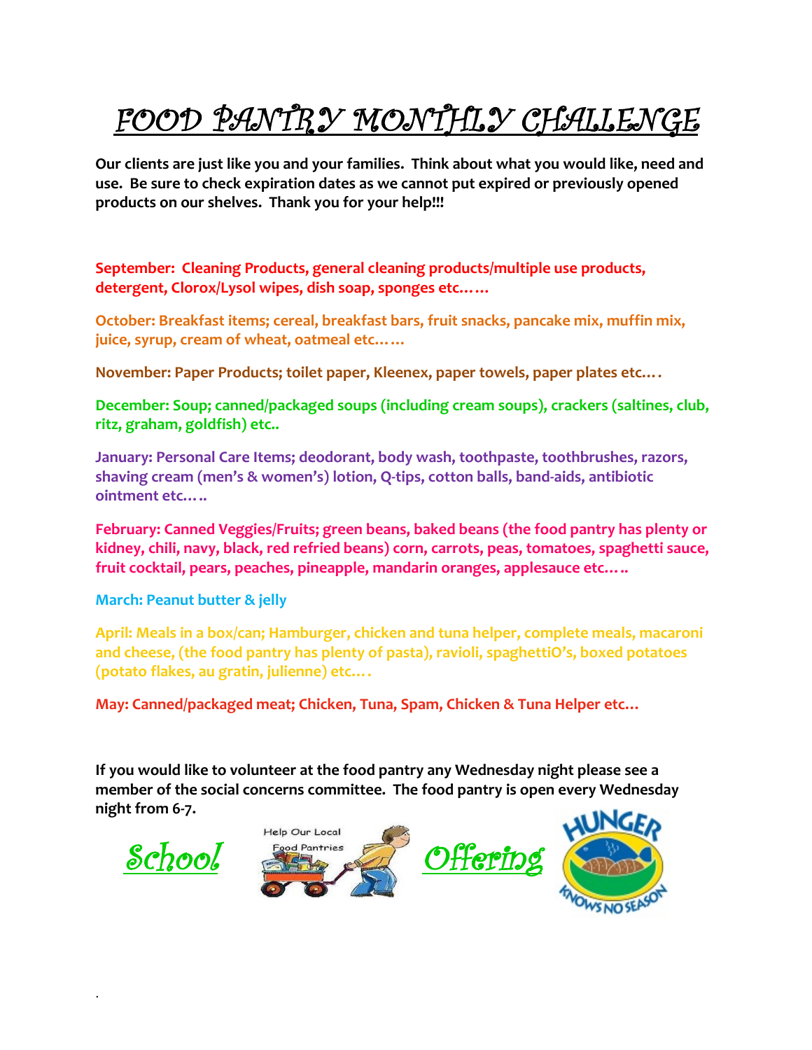# FOOD PANTRY MONTHLY CHALLENGE

**Our clients are just like you and your families. Think about what you would like, need and use. Be sure to check expiration dates as we cannot put expired or previously opened products on our shelves. Thank you for your help!!!**

**September: Cleaning Products, general cleaning products/multiple use products, detergent, Clorox/Lysol wipes, dish soap, sponges etc……**

**October: Breakfast items; cereal, breakfast bars, fruit snacks, pancake mix, muffin mix, juice, syrup, cream of wheat, oatmeal etc……**

**November: Paper Products; toilet paper, Kleenex, paper towels, paper plates etc.…**

**December: Soup; canned/packaged soups (including cream soups), crackers (saltines, club, ritz, graham, goldfish) etc..**

**January: Personal Care Items; deodorant, body wash, toothpaste, toothbrushes, razors, shaving cream (men's & women's) lotion, Q-tips, cotton balls, band-aids, antibiotic ointment etc.….**

**February: Canned Veggies/Fruits; green beans, baked beans (the food pantry has plenty or kidney, chili, navy, black, red refried beans) corn, carrots, peas, tomatoes, spaghetti sauce, fruit cocktail, pears, peaches, pineapple, mandarin oranges, applesauce etc.….**

**March: Peanut butter & jelly**

**April: Meals in a box/can; Hamburger, chicken and tuna helper, complete meals, macaroni and cheese, (the food pantry has plenty of pasta), ravioli, spaghettiO's, boxed potatoes (potato flakes, au gratin, julienne) etc.…**

**May: Canned/packaged meat; Chicken, Tuna, Spam, Chicken & Tuna Helper etc…**

**If you would like to volunteer at the food pantry any Wednesday night please see a member of the social concerns committee. The food pantry is open every Wednesday night from 6-7.**

School Help Our Local Food Pantries Offering HUNGER KNOWS NO SEASON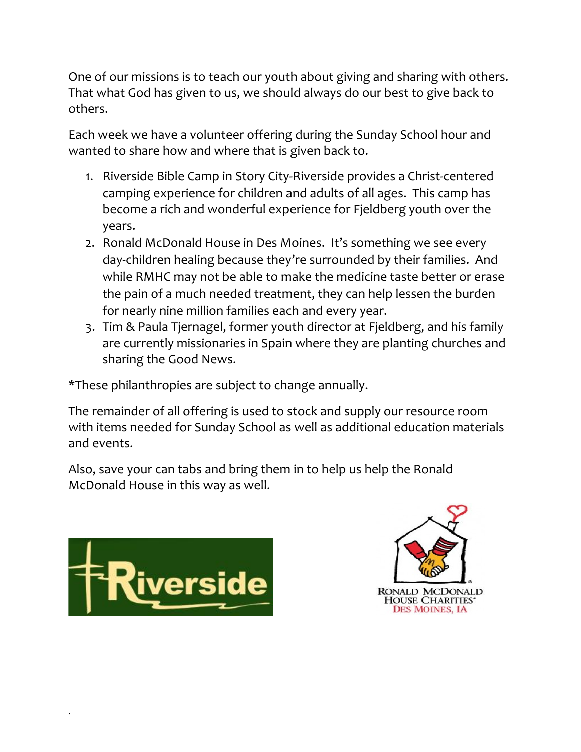One of our missions is to teach our youth about giving and sharing with others. That what God has given to us, we should always do our best to give back to others.

Each week we have a volunteer offering during the Sunday School hour and wanted to share how and where that is given back to.

1. Riverside Bible Camp in Story City-Riverside provides a Christ-centered camping experience for children and adults of all ages. This camp has become a rich and wonderful experience for Fjeldberg youth over the years.
2. Ronald McDonald House in Des Moines. It's something we see every day-children healing because they're surrounded by their families. And while RMHC may not be able to make the medicine taste better or erase the pain of a much needed treatment, they can help lessen the burden for nearly nine million families each and every year.
3. Tim & Paula Tjernagel, former youth director at Fjeldberg, and his family are currently missionaries in Spain where they are planting churches and sharing the Good News.

*These philanthropies are subject to change annually.

The remainder of all offering is used to stock and supply our resource room with items needed for Sunday School as well as additional education materials and events.

Also, save your can tabs and bring them in to help us help the Ronald McDonald House in this way as well.